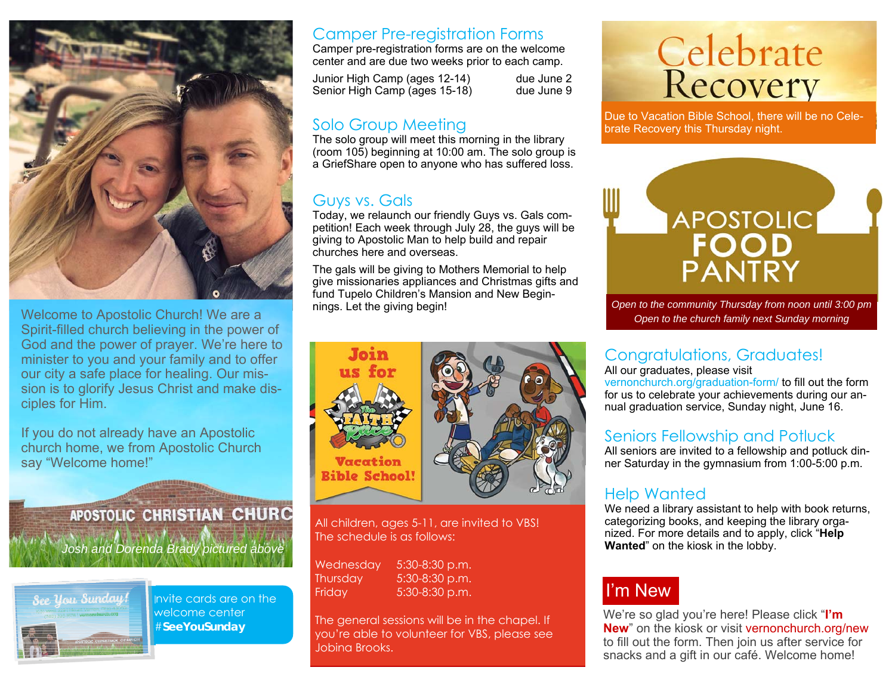Welcome to Apostolic Church! We are a Spirit-filled church believing in the power of God and the power of prayer. We're here to minister to you and your family and to offer our city a safe place for healing. Our mission is to glorify Jesus Christ and make disciples for Him.

If you do not already have an Apostolic church home, we from Apostolic Church say "Welcome home!"

*Josh and Dorenda Brady pictured above*

Invite cards are on the welcome center #**SeeYouSunday**

## Camper Pre-registration Forms

Camper pre-registration forms are on the welcome center and are due two weeks prior to each camp.

| | |
|---|---|
| Junior High Camp (ages 12-14) | due June 2 |
| Senior High Camp (ages 15-18) | due June 9 |

## Solo Group Meeting

The solo group will meet this morning in the library (room 105) beginning at 10:00 am. The solo group is a GriefShare open to anyone who has suffered loss.

## Guys vs. Gals

Today, we relaunch our friendly Guys vs. Gals competition! Each week through July 28, the guys will be giving to Apostolic Man to help build and repair churches here and overseas.

The gals will be giving to Mothers Memorial to help give missionaries appliances and Christmas gifts and fund Tupelo Children's Mansion and New Beginnings. Let the giving begin!

## Join us for The Faith Race Vacation Bible School!

All children, ages 5-11, are invited to VBS! The schedule is as follows:

| | |
|---|---|
| Wednesday | 5:30-8:30 p.m. |
| Thursday | 5:30-8:30 p.m. |
| Friday | 5:30-8:30 p.m. |

The general sessions will be in the chapel. If you're able to volunteer for VBS, please see Jobina Brooks.

## Celebrate Recovery

Due to Vacation Bible School, there will be no Celebrate Recovery this Thursday night.

## Apostolic Food Pantry

*Open to the community Thursday from noon until 3:00 pm*
*Open to the church family next Sunday morning*

## Congratulations, Graduates!

All our graduates, please visit vernonchurch.org/graduation-form/ to fill out the form for us to celebrate your achievements during our annual graduation service, Sunday night, June 16.

## Seniors Fellowship and Potluck

All seniors are invited to a fellowship and potluck dinner Saturday in the gymnasium from 1:00-5:00 p.m.

## Help Wanted

We need a library assistant to help with book returns, categorizing books, and keeping the library organized. For more details and to apply, click "**Help Wanted**" on the kiosk in the lobby.

## I'm New

We're so glad you're here! Please click "**I'm New**" on the kiosk or visit vernonchurch.org/new to fill out the form. Then join us after service for snacks and a gift in our café. Welcome home!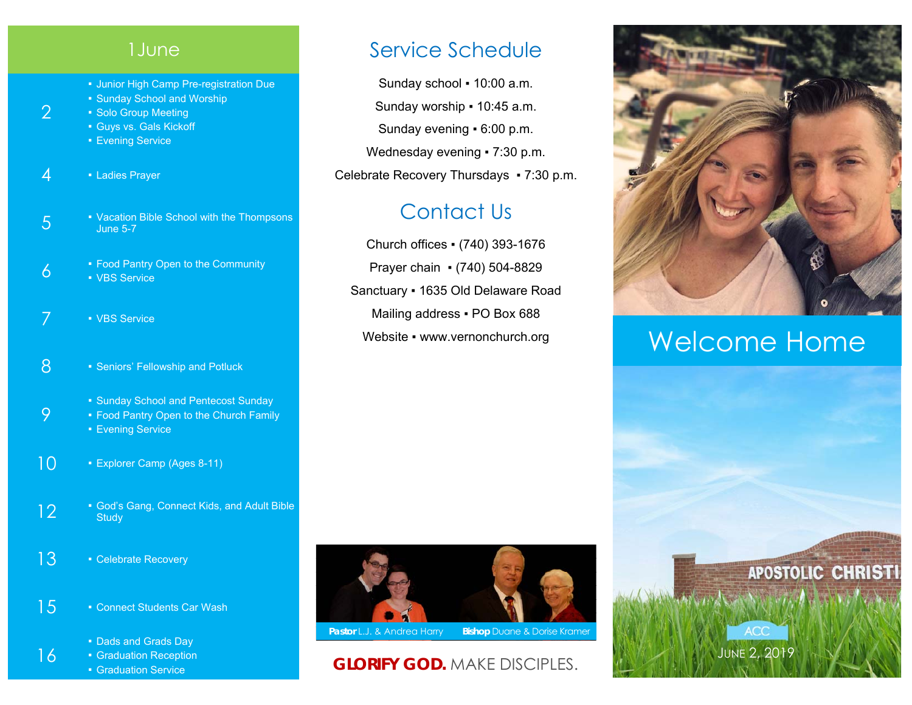## June

**2**
- Junior High Camp Pre-registration Due
- Sunday School and Worship
- Solo Group Meeting
- Guys vs. Gals Kickoff
- Evening Service

**4**
- Ladies Prayer

**5**
- Vacation Bible School with the Thompsons June 5-7

**6**
- Food Pantry Open to the Community
- VBS Service

**7**
- VBS Service

**8**
- Seniors' Fellowship and Potluck

**9**
- Sunday School and Pentecost Sunday
- Food Pantry Open to the Church Family
- Evening Service

**10**
- Explorer Camp (Ages 8-11)

**12**
- God's Gang, Connect Kids, and Adult Bible Study

**13**
- Celebrate Recovery

**15**
- Connect Students Car Wash

**16**
- Dads and Grads Day
- Graduation Reception
- Graduation Service

## Service Schedule

Sunday school ▪ 10:00 a.m.

Sunday worship ▪ 10:45 a.m.

Sunday evening ▪ 6:00 p.m.

Wednesday evening ▪ 7:30 p.m.

Celebrate Recovery Thursdays ▪ 7:30 p.m.

## Contact Us

Church offices ▪ (740) 393-1676

Prayer chain ▪ (740) 504-8829

Sanctuary ▪ 1635 Old Delaware Road

Mailing address ▪ PO Box 688

Website ▪ www.vernonchurch.org

**Pastor** L.J. & Andrea Harry  **Bishop** Duane & Dorise Kramer

**GLORIFY GOD.** MAKE DISCIPLES.

# Welcome Home

ACC

June 2, 2019